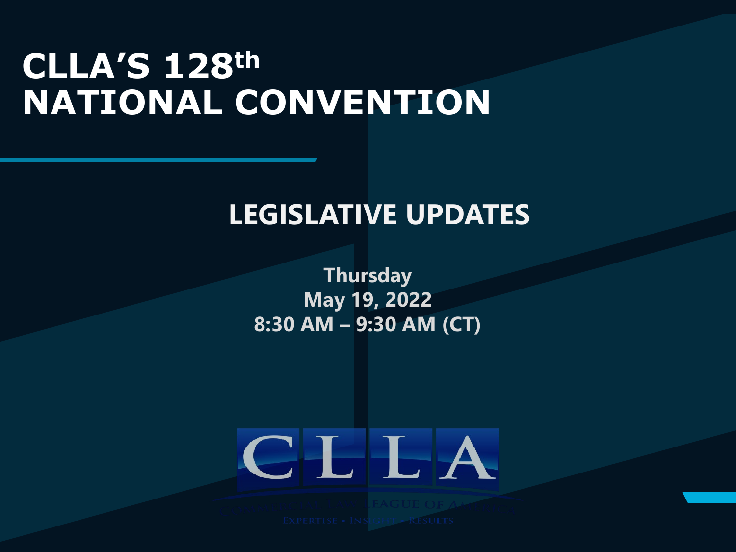# CLLA'S 128th NATIONAL CONVENTION

## LEGISLATIVE UPDATES

**Thursday**
**May 19, 2022**
**8:30 AM – 9:30 AM (CT)**

CLLA

COMMERCIAL LAW LEAGUE OF AMERICA

EXPERTISE • INSIGHT • RESULTS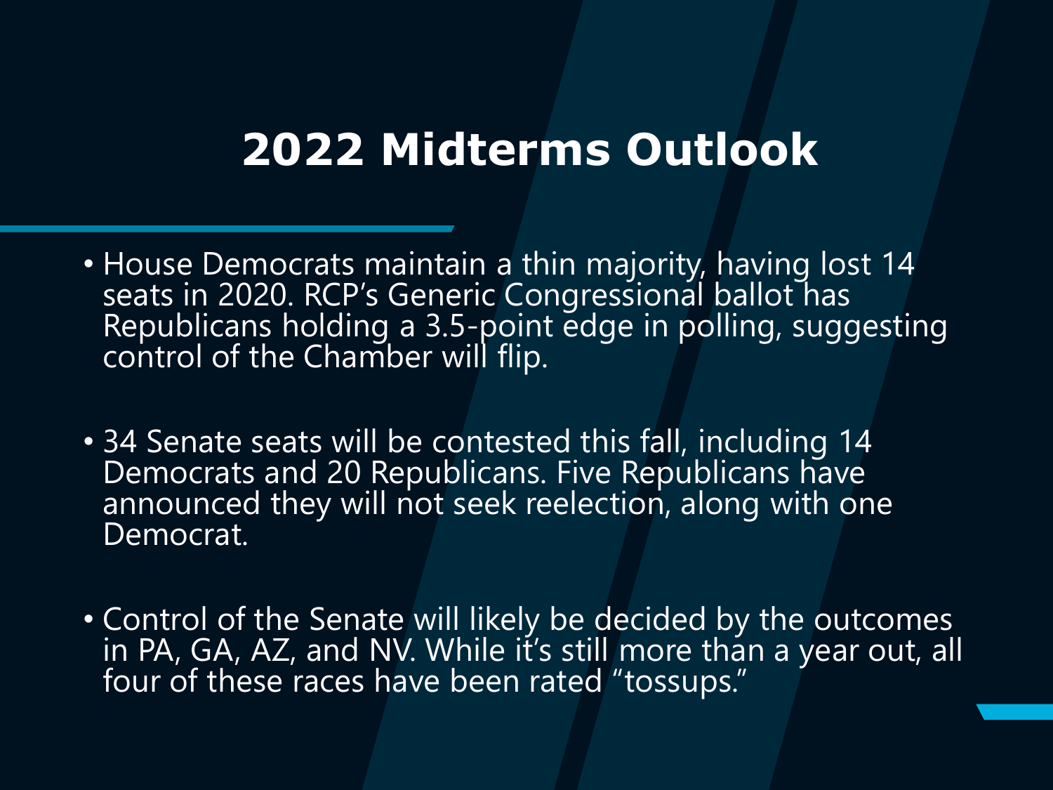# 2022 Midterms Outlook

- House Democrats maintain a thin majority, having lost 14 seats in 2020. RCP's Generic Congressional ballot has Republicans holding a 3.5-point edge in polling, suggesting control of the Chamber will flip.

- 34 Senate seats will be contested this fall, including 14 Democrats and 20 Republicans. Five Republicans have announced they will not seek reelection, along with one Democrat.

- Control of the Senate will likely be decided by the outcomes in PA, GA, AZ, and NV. While it's still more than a year out, all four of these races have been rated "tossups."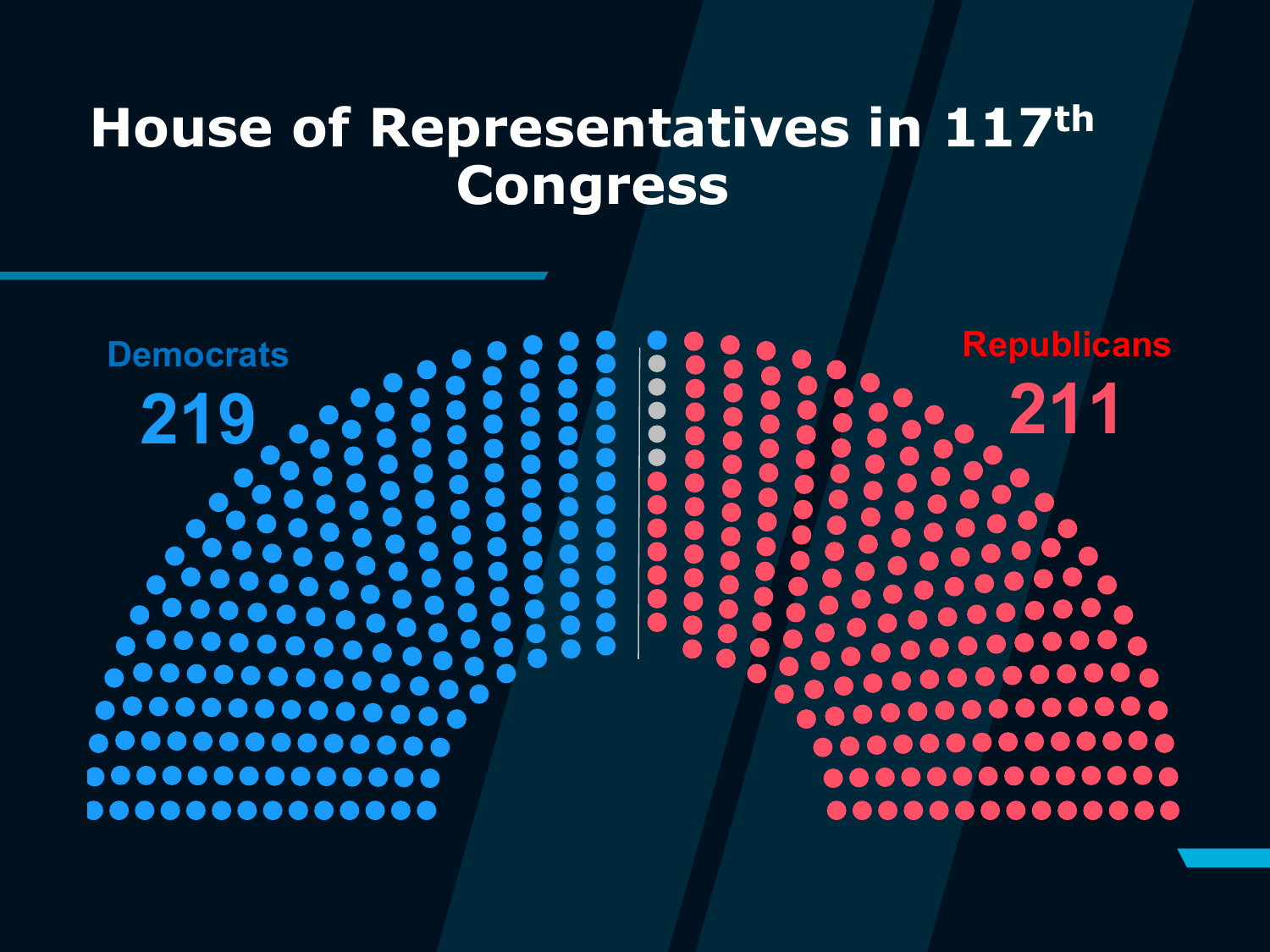# House of Representatives in 117th Congress

Democrats

219

Republicans

211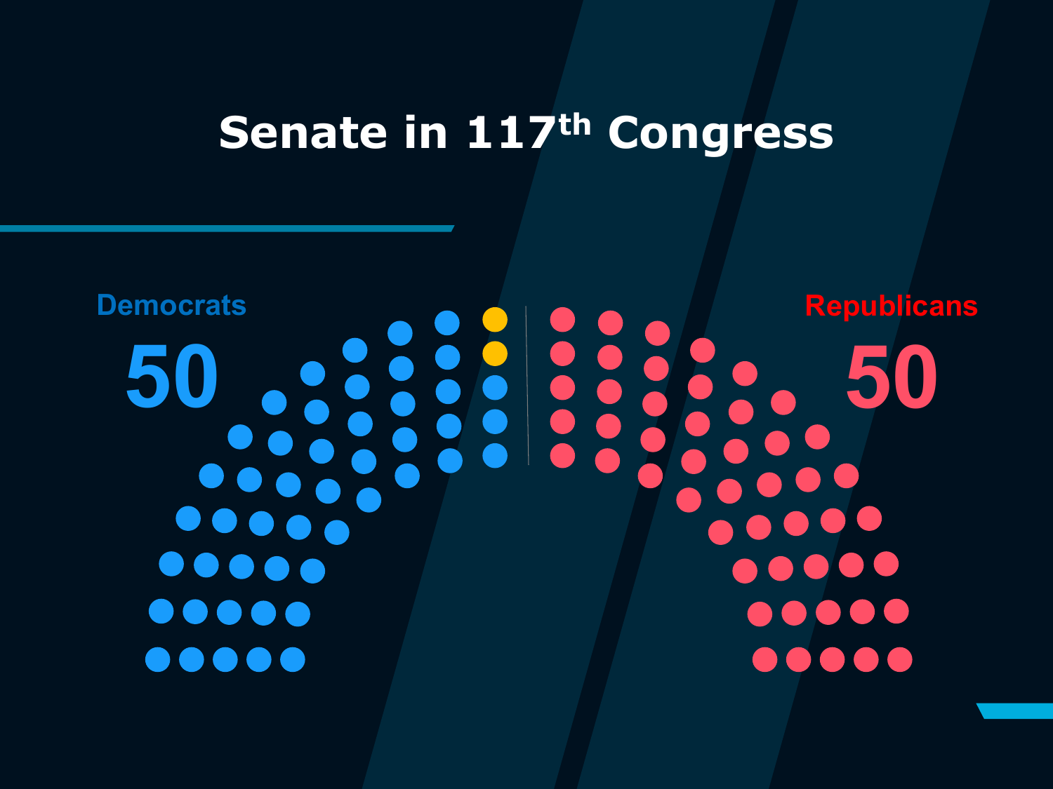# Senate in 117th Congress

Democrats

50

Republicans

50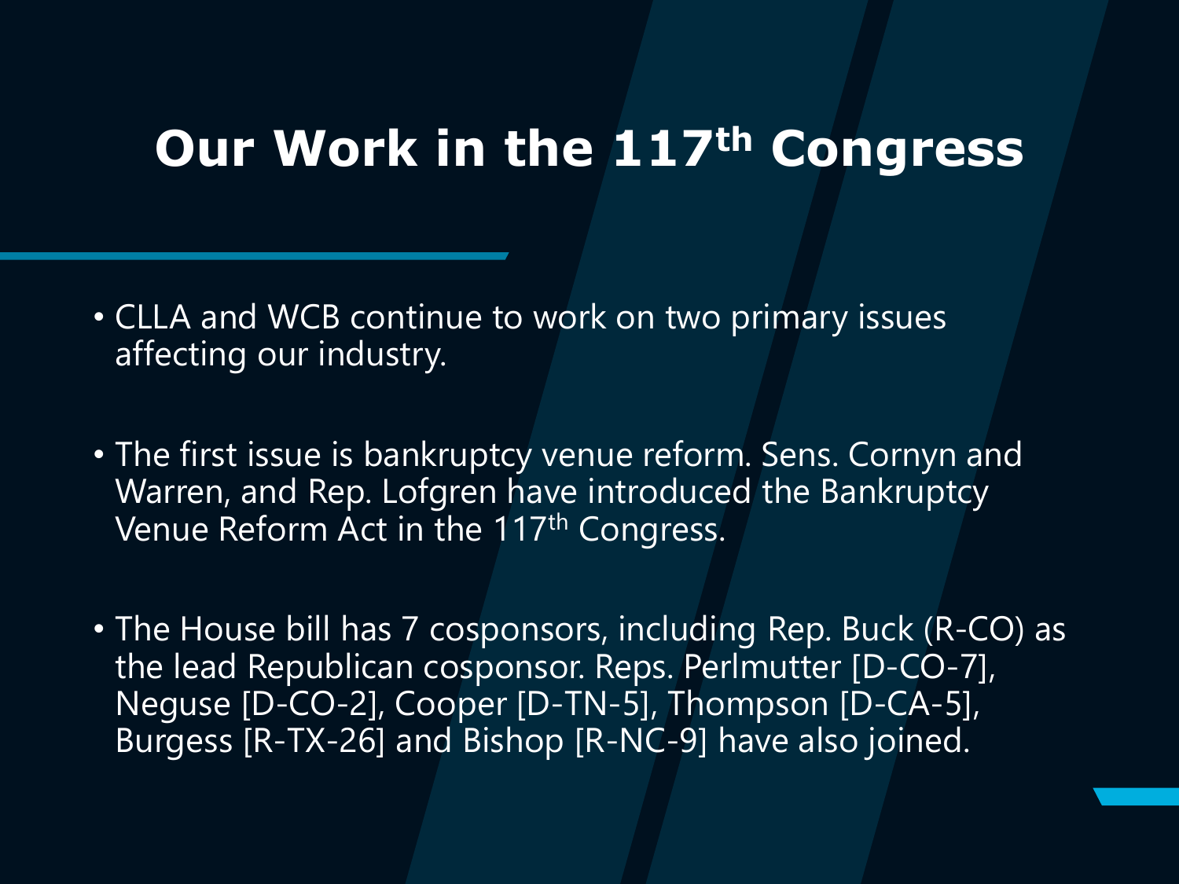# Our Work in the 117th Congress

- CLLA and WCB continue to work on two primary issues affecting our industry.
- The first issue is bankruptcy venue reform. Sens. Cornyn and Warren, and Rep. Lofgren have introduced the Bankruptcy Venue Reform Act in the 117th Congress.
- The House bill has 7 cosponsors, including Rep. Buck (R-CO) as the lead Republican cosponsor. Reps. Perlmutter [D-CO-7], Neguse [D-CO-2], Cooper [D-TN-5], Thompson [D-CA-5], Burgess [R-TX-26] and Bishop [R-NC-9] have also joined.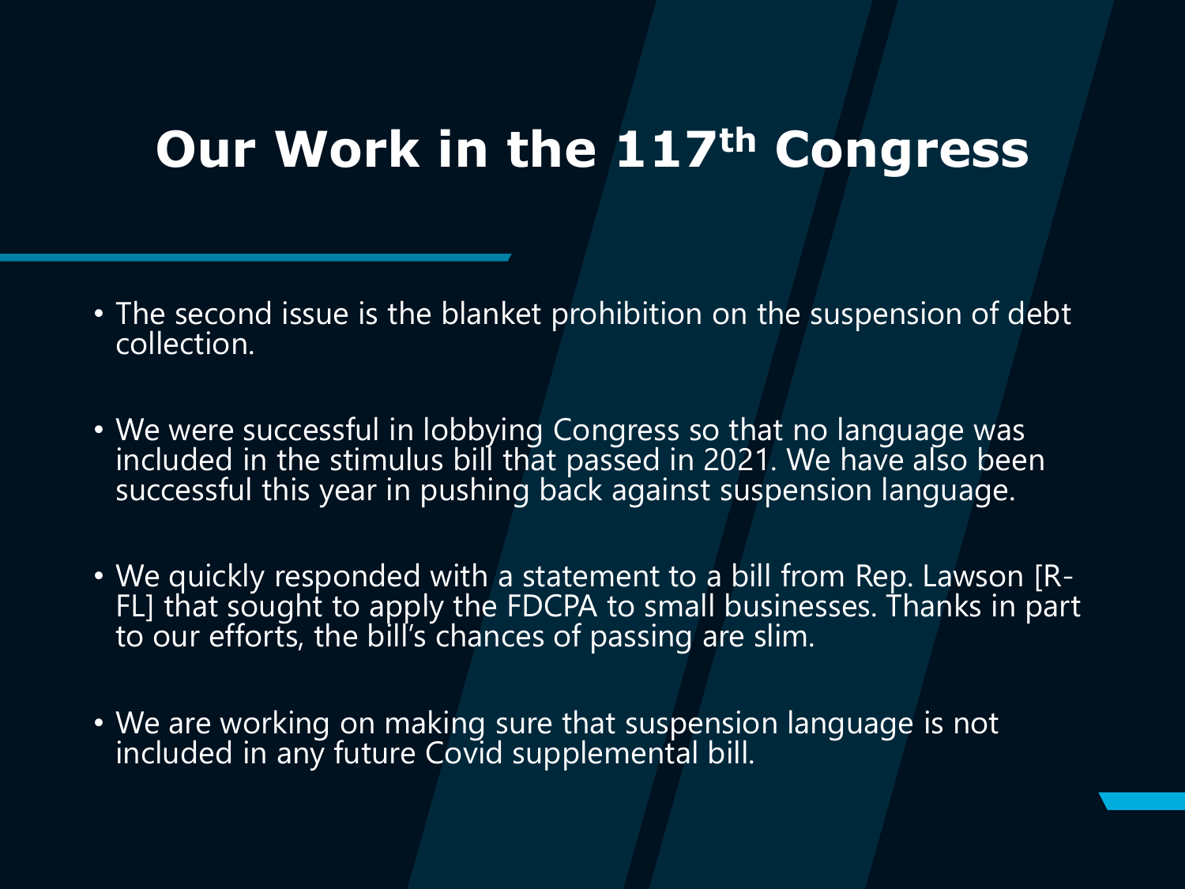# Our Work in the 117th Congress

- The second issue is the blanket prohibition on the suspension of debt collection.

- We were successful in lobbying Congress so that no language was included in the stimulus bill that passed in 2021. We have also been successful this year in pushing back against suspension language.

- We quickly responded with a statement to a bill from Rep. Lawson [R-FL] that sought to apply the FDCPA to small businesses. Thanks in part to our efforts, the bill's chances of passing are slim.

- We are working on making sure that suspension language is not included in any future Covid supplemental bill.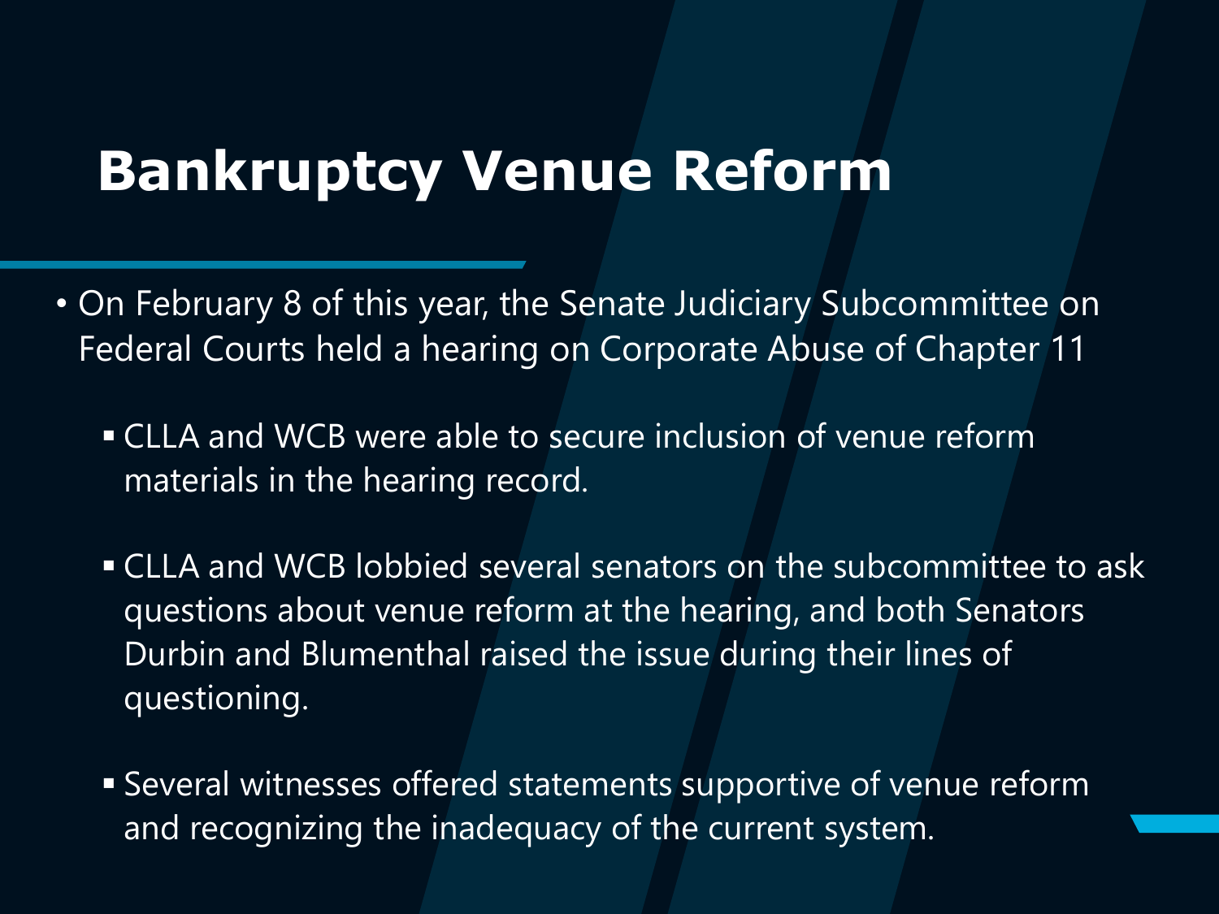# Bankruptcy Venue Reform

- On February 8 of this year, the Senate Judiciary Subcommittee on Federal Courts held a hearing on Corporate Abuse of Chapter 11
  - CLLA and WCB were able to secure inclusion of venue reform materials in the hearing record.
  - CLLA and WCB lobbied several senators on the subcommittee to ask questions about venue reform at the hearing, and both Senators Durbin and Blumenthal raised the issue during their lines of questioning.
  - Several witnesses offered statements supportive of venue reform and recognizing the inadequacy of the current system.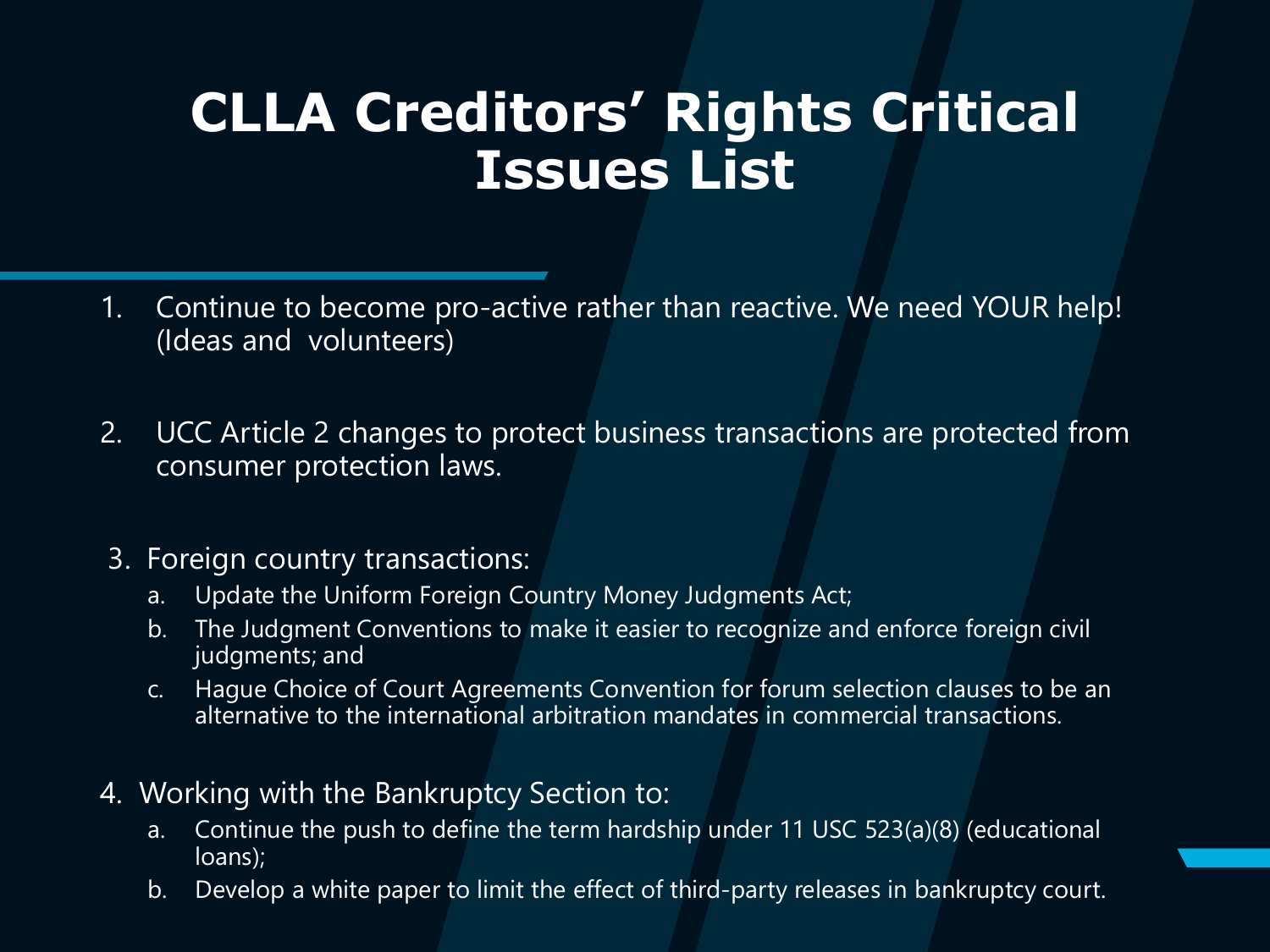# CLLA Creditors' Rights Critical Issues List

1. Continue to become pro-active rather than reactive. We need YOUR help! (Ideas and volunteers)

2. UCC Article 2 changes to protect business transactions are protected from consumer protection laws.

3. Foreign country transactions:
   a. Update the Uniform Foreign Country Money Judgments Act;
   b. The Judgment Conventions to make it easier to recognize and enforce foreign civil judgments; and
   c. Hague Choice of Court Agreements Convention for forum selection clauses to be an alternative to the international arbitration mandates in commercial transactions.

4. Working with the Bankruptcy Section to:
   a. Continue the push to define the term hardship under 11 USC 523(a)(8) (educational loans);
   b. Develop a white paper to limit the effect of third-party releases in bankruptcy court.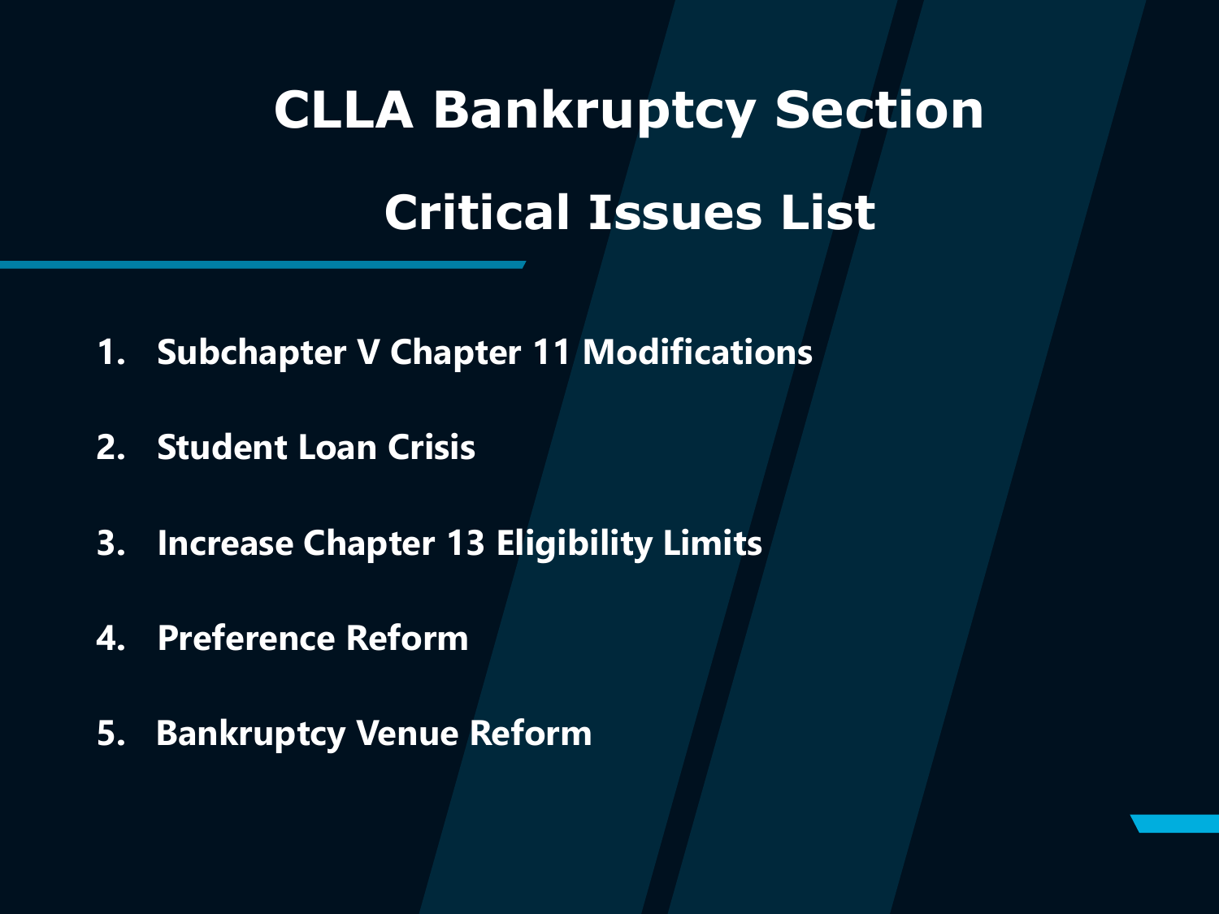# CLLA Bankruptcy Section

## Critical Issues List

1. **Subchapter V Chapter 11 Modifications**
2. **Student Loan Crisis**
3. **Increase Chapter 13 Eligibility Limits**
4. **Preference Reform**
5. **Bankruptcy Venue Reform**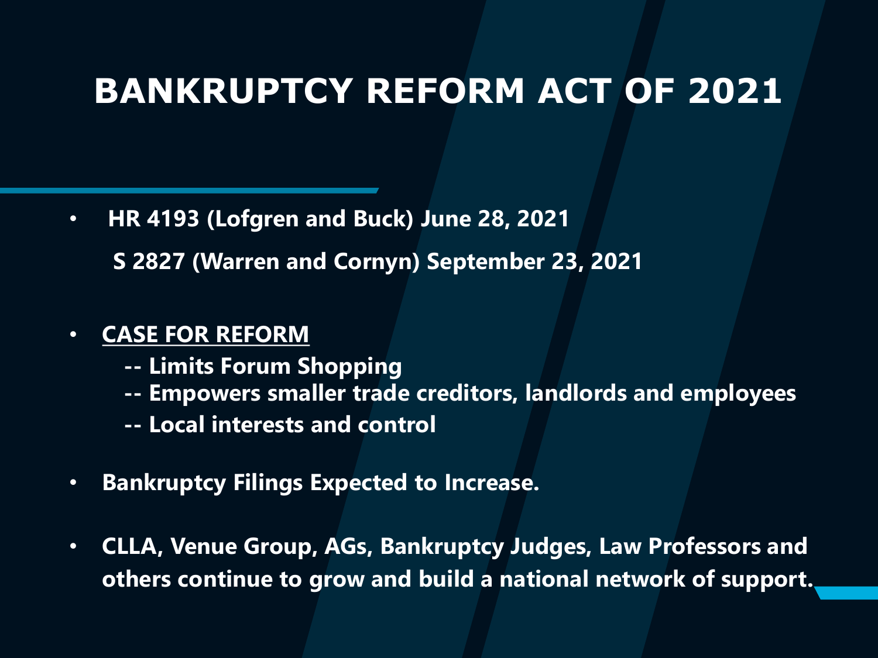# BANKRUPTCY REFORM ACT OF 2021

- **HR 4193 (Lofgren and Buck) June 28, 2021**

  **S 2827 (Warren and Cornyn) September 23, 2021**

- **CASE FOR REFORM**
  - **-- Limits Forum Shopping**
  - **-- Empowers smaller trade creditors, landlords and employees**
  - **-- Local interests and control**

- **Bankruptcy Filings Expected to Increase.**

- **CLLA, Venue Group, AGs, Bankruptcy Judges, Law Professors and others continue to grow and build a national network of support.**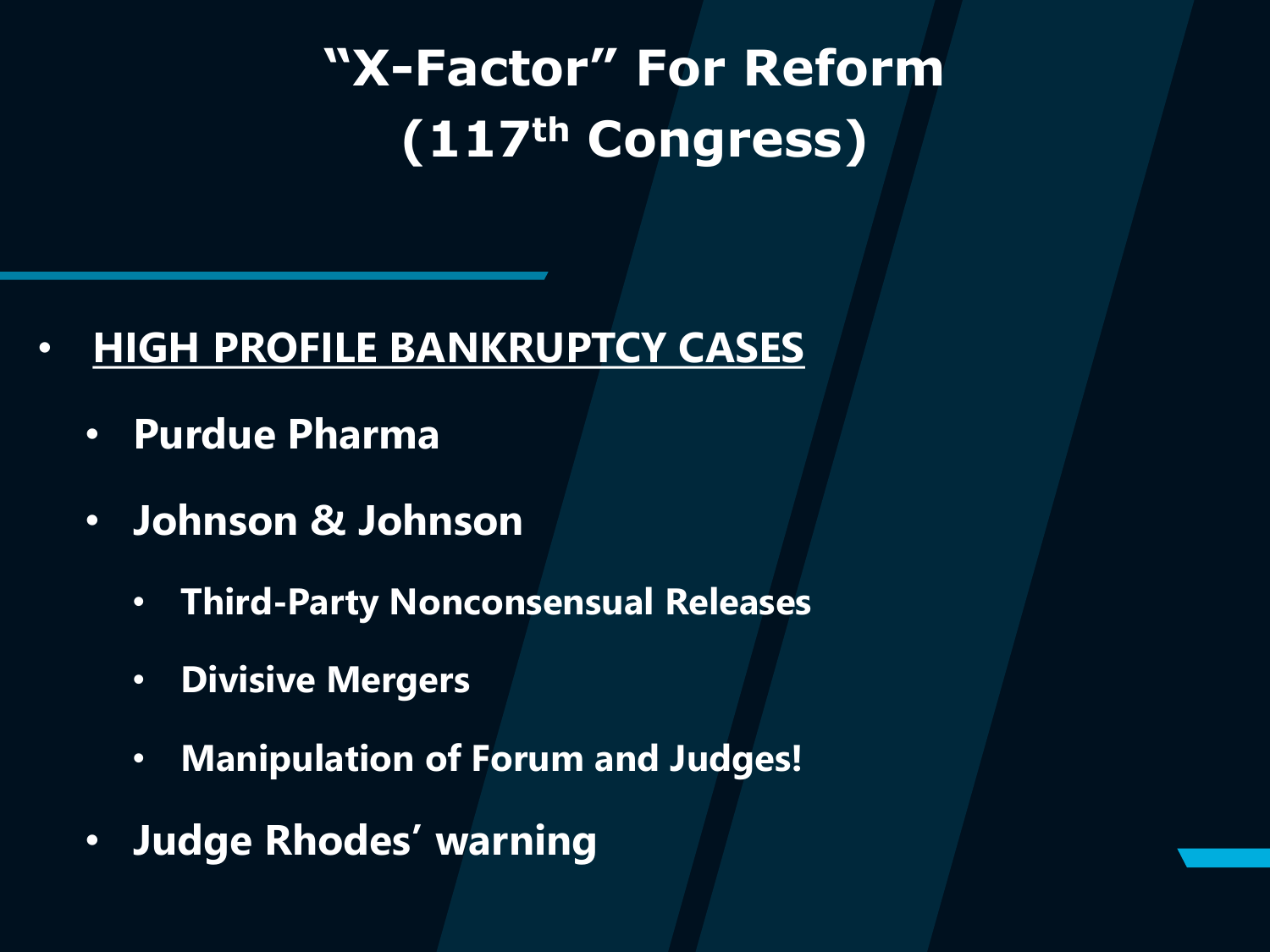# "X-Factor" For Reform (117th Congress)

- <u>**HIGH PROFILE BANKRUPTCY CASES**</u>
  - **Purdue Pharma**
  - **Johnson & Johnson**
    - **Third-Party Nonconsensual Releases**
    - **Divisive Mergers**
    - **Manipulation of Forum and Judges!**
  - **Judge Rhodes' warning**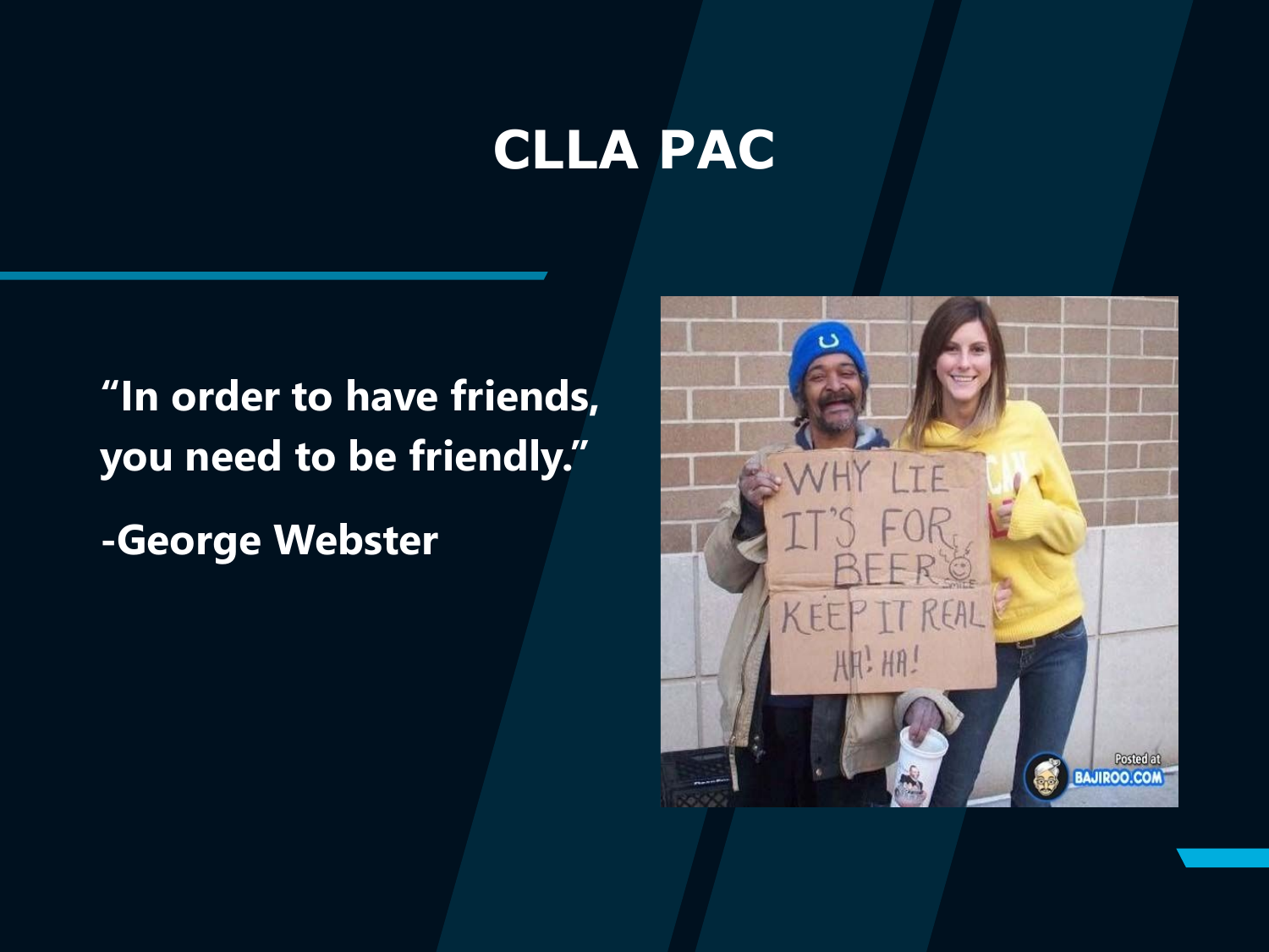# CLLA PAC

**"In order to have friends, you need to be friendly."**

**-George Webster**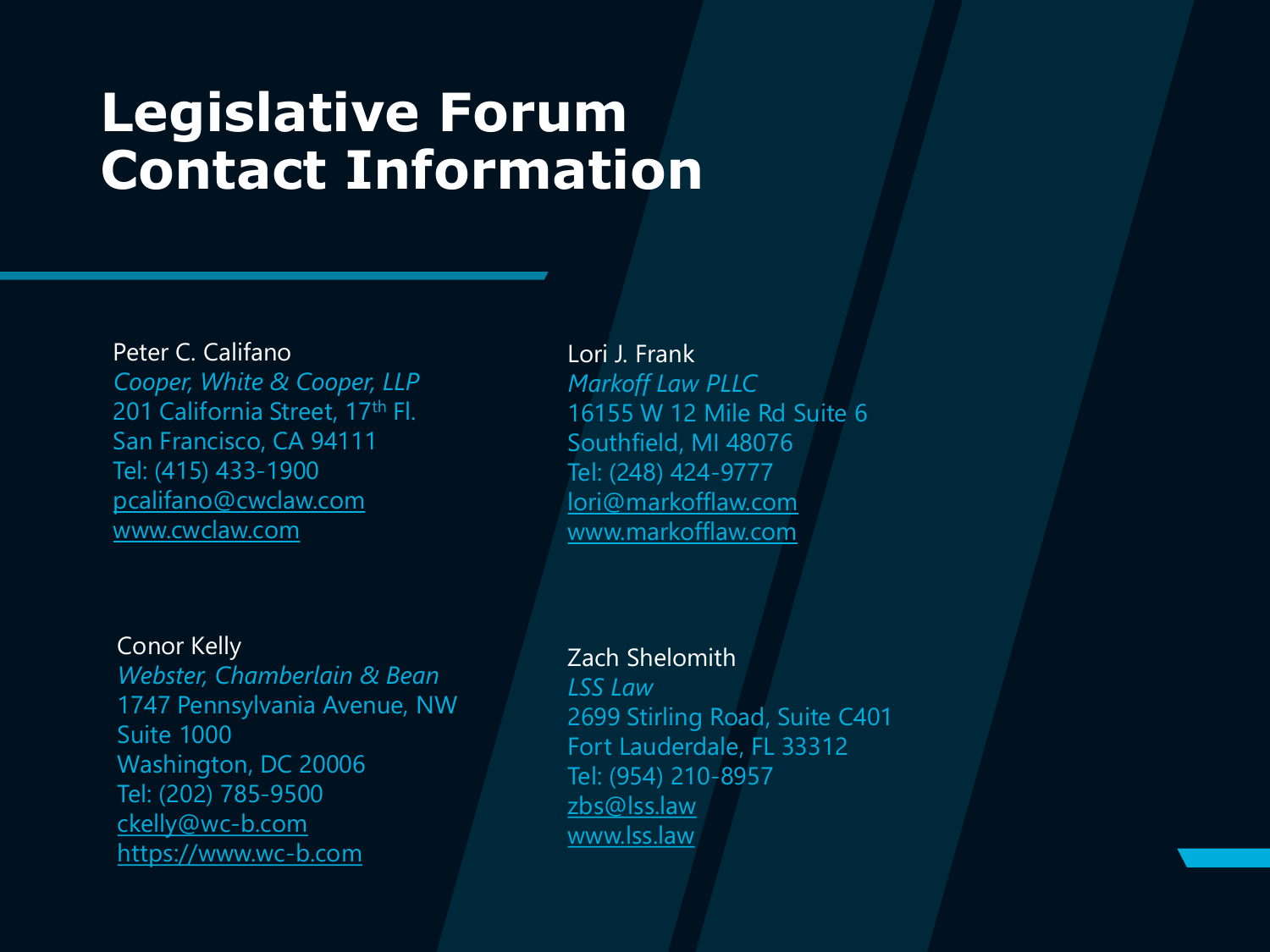# Legislative Forum Contact Information

Peter C. Califano
*Cooper, White & Cooper, LLP*
201 California Street, 17th Fl.
San Francisco, CA 94111
Tel: (415) 433-1900
pcalifano@cwclaw.com
www.cwclaw.com

Lori J. Frank
*Markoff Law PLLC*
16155 W 12 Mile Rd Suite 6
Southfield, MI 48076
Tel: (248) 424-9777
lori@markofflaw.com
www.markofflaw.com

Conor Kelly
*Webster, Chamberlain & Bean*
1747 Pennsylvania Avenue, NW
Suite 1000
Washington, DC 20006
Tel: (202) 785-9500
ckelly@wc-b.com
https://www.wc-b.com

Zach Shelomith
*LSS Law*
2699 Stirling Road, Suite C401
Fort Lauderdale, FL 33312
Tel: (954) 210-8957
zbs@lss.law
www.lss.law